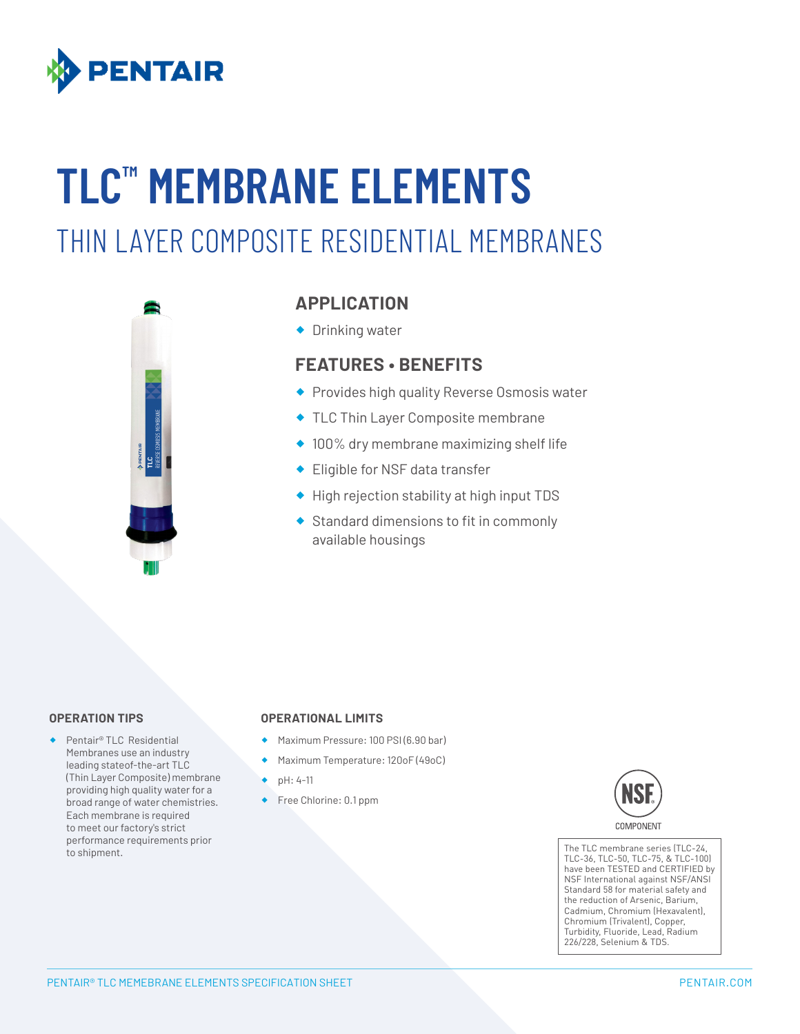PENTAIR

# TLC™ MEMBRANE ELEMENTS

## THIN LAYER COMPOSITE RESIDENTIAL MEMBRANES

### APPLICATION

- Drinking water

### FEATURES • BENEFITS

- Provides high quality Reverse Osmosis water
- TLC Thin Layer Composite membrane
- 100% dry membrane maximizing shelf life
- Eligible for NSF data transfer
- High rejection stability at high input TDS
- Standard dimensions to fit in commonly available housings

#### OPERATION TIPS

- Pentair® TLC Residential Membranes use an industry leading stateof-the-art TLC (Thin Layer Composite) membrane providing high quality water for a broad range of water chemistries. Each membrane is required to meet our factory's strict performance requirements prior to shipment.

#### OPERATIONAL LIMITS

- Maximum Pressure: 100 PSI (6.90 bar)
- Maximum Temperature: 120oF (49oC)
- pH: 4-11
- Free Chlorine: 0.1 ppm

NSF COMPONENT

The TLC membrane series (TLC-24, TLC-36, TLC-50, TLC-75, & TLC-100) have been TESTED and CERTIFIED by NSF International against NSF/ANSI Standard 58 for material safety and the reduction of Arsenic, Barium, Cadmium, Chromium (Hexavalent), Chromium (Trivalent), Copper, Turbidity, Fluoride, Lead, Radium 226/228, Selenium & TDS.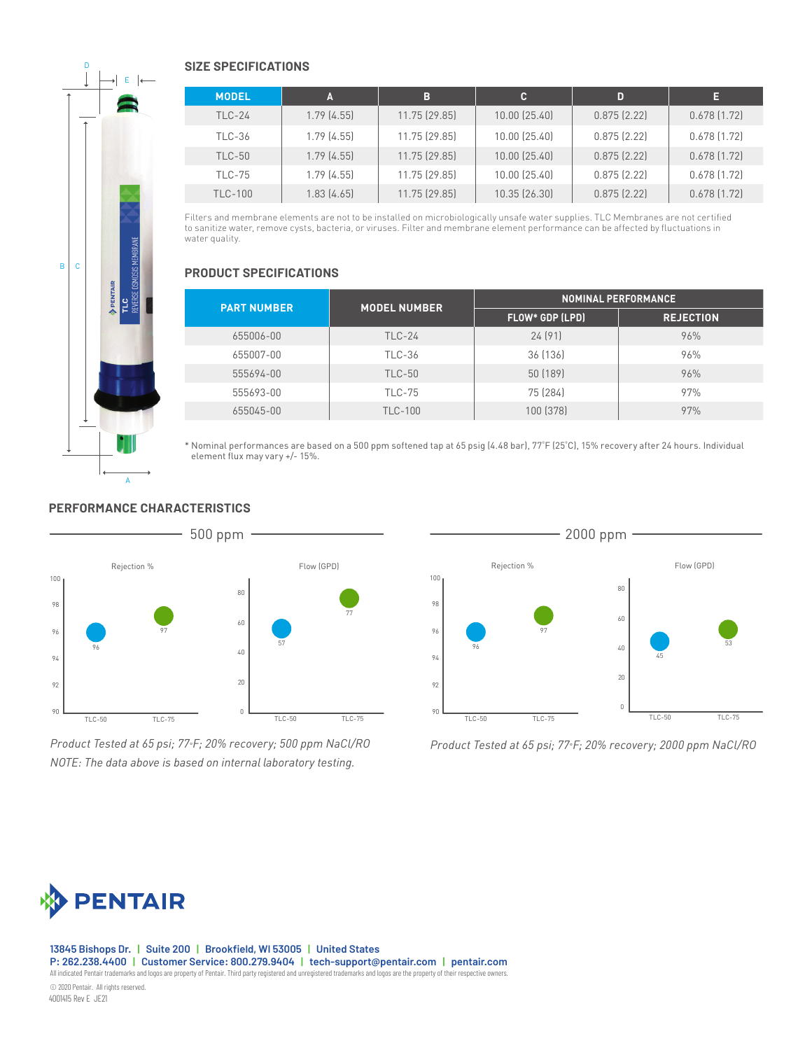## SIZE SPECIFICATIONS

| MODEL | A | B | C | D | E |
|---|---|---|---|---|---|
| TLC-24 | 1.79 (4.55) | 11.75 (29.85) | 10.00 (25.40) | 0.875 (2.22) | 0.678 (1.72) |
| TLC-36 | 1.79 (4.55) | 11.75 (29.85) | 10.00 (25.40) | 0.875 (2.22) | 0.678 (1.72) |
| TLC-50 | 1.79 (4.55) | 11.75 (29.85) | 10.00 (25.40) | 0.875 (2.22) | 0.678 (1.72) |
| TLC-75 | 1.79 (4.55) | 11.75 (29.85) | 10.00 (25.40) | 0.875 (2.22) | 0.678 (1.72) |
| TLC-100 | 1.83 (4.65) | 11.75 (29.85) | 10.35 (26.30) | 0.875 (2.22) | 0.678 (1.72) |

Filters and membrane elements are not to be installed on microbiologically unsafe water supplies. TLC Membranes are not certified to sanitize water, remove cysts, bacteria, or viruses. Filter and membrane element performance can be affected by fluctuations in water quality.

## PRODUCT SPECIFICATIONS

| PART NUMBER | MODEL NUMBER | NOMINAL PERFORMANCE | |
|---|---|---|---|
| | | FLOW* GDP (LPD) | REJECTION |
| 655006-00 | TLC-24 | 24 (91) | 96% |
| 655007-00 | TLC-36 | 36 (136) | 96% |
| 555694-00 | TLC-50 | 50 (189) | 96% |
| 555693-00 | TLC-75 | 75 (284) | 97% |
| 655045-00 | TLC-100 | 100 (378) | 97% |

\* Nominal performances are based on a 500 ppm softened tap at 65 psig (4.48 bar), 77°F (25°C), 15% recovery after 24 hours. Individual element flux may vary +/- 15%.

## PERFORMANCE CHARACTERISTICS

500 ppm

Rejection %

100
98
96
94
92
90

96
97

TLC-50
TLC-75

Flow (GPD)

80
60
40
20
0

57
77

TLC-50
TLC-75

*Product Tested at 65 psi; 77◦F; 20% recovery; 500 ppm NaCl/RO*

*NOTE: The data above is based on internal laboratory testing.*

2000 ppm

Rejection %

100
98
96
94
92
90

96
97

TLC-50
TLC-75

Flow (GPD)

80
60
40
20
0

45
53

TLC-50
TLC-75

*Product Tested at 65 psi; 77◦F; 20% recovery; 2000 ppm NaCl/RO*

**PENTAIR**

13845 Bishops Dr. | Suite 200 | Brookfield, WI 53005 | United States
P: 262.238.4400 | Customer Service: 800.279.9404 | tech-support@pentair.com | pentair.com

All indicated Pentair trademarks and logos are property of Pentair. Third party registered and unregistered trademarks and logos are the property of their respective owners.

© 2020 Pentair. All rights reserved.

4001415 Rev E JE21